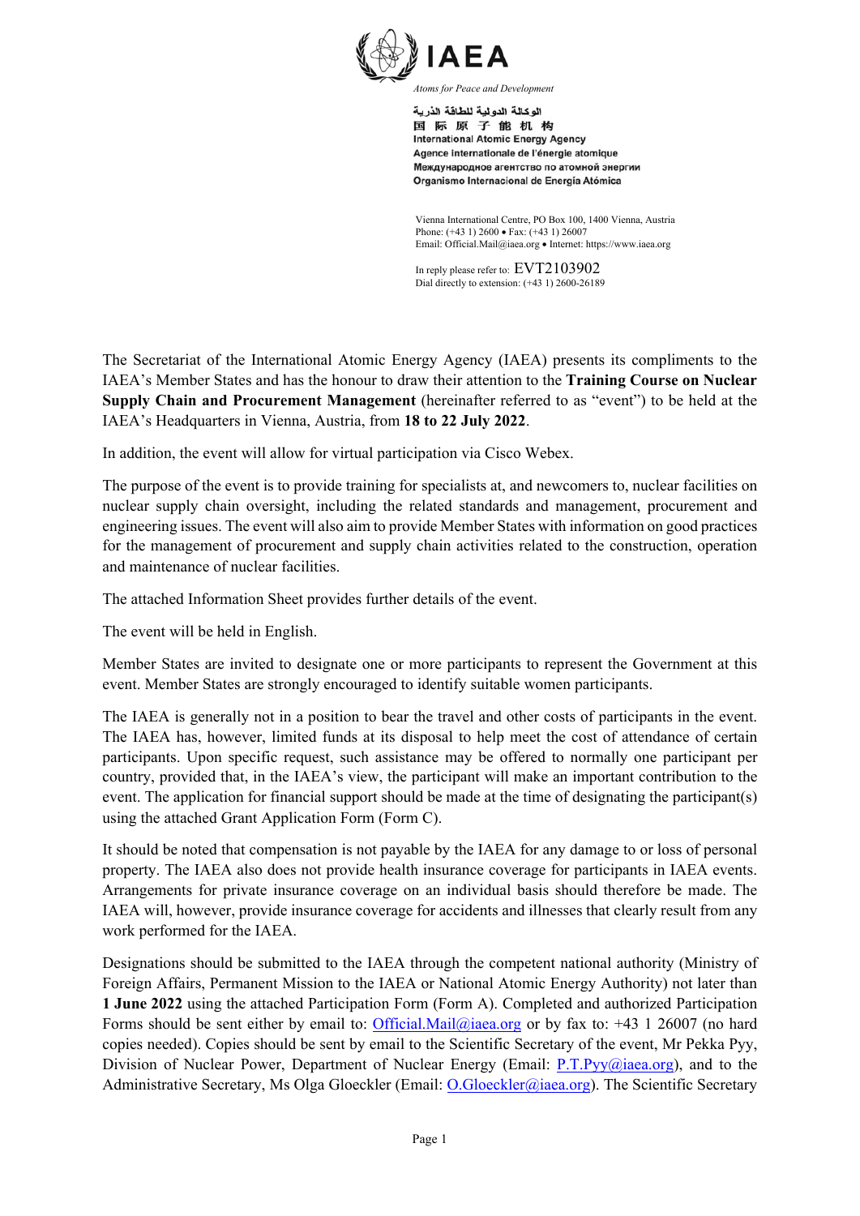IAEA

*Atoms for Peace and Development*

الوكالة الدولية للطاقة الذرية
国 际 原 子 能 机 构
International Atomic Energy Agency
Agence internationale de l'énergie atomique
Международное агентство по атомной энергии
Organismo Internacional de Energía Atómica

Vienna International Centre, PO Box 100, 1400 Vienna, Austria
Phone: (+43 1) 2600 • Fax: (+43 1) 26007
Email: Official.Mail@iaea.org • Internet: https://www.iaea.org

In reply please refer to: EVT2103902
Dial directly to extension: (+43 1) 2600-26189

The Secretariat of the International Atomic Energy Agency (IAEA) presents its compliments to the IAEA's Member States and has the honour to draw their attention to the **Training Course on Nuclear Supply Chain and Procurement Management** (hereinafter referred to as "event") to be held at the IAEA's Headquarters in Vienna, Austria, from **18 to 22 July 2022**.

In addition, the event will allow for virtual participation via Cisco Webex.

The purpose of the event is to provide training for specialists at, and newcomers to, nuclear facilities on nuclear supply chain oversight, including the related standards and management, procurement and engineering issues. The event will also aim to provide Member States with information on good practices for the management of procurement and supply chain activities related to the construction, operation and maintenance of nuclear facilities.

The attached Information Sheet provides further details of the event.

The event will be held in English.

Member States are invited to designate one or more participants to represent the Government at this event. Member States are strongly encouraged to identify suitable women participants.

The IAEA is generally not in a position to bear the travel and other costs of participants in the event. The IAEA has, however, limited funds at its disposal to help meet the cost of attendance of certain participants. Upon specific request, such assistance may be offered to normally one participant per country, provided that, in the IAEA's view, the participant will make an important contribution to the event. The application for financial support should be made at the time of designating the participant(s) using the attached Grant Application Form (Form C).

It should be noted that compensation is not payable by the IAEA for any damage to or loss of personal property. The IAEA also does not provide health insurance coverage for participants in IAEA events. Arrangements for private insurance coverage on an individual basis should therefore be made. The IAEA will, however, provide insurance coverage for accidents and illnesses that clearly result from any work performed for the IAEA.

Designations should be submitted to the IAEA through the competent national authority (Ministry of Foreign Affairs, Permanent Mission to the IAEA or National Atomic Energy Authority) not later than **1 June 2022** using the attached Participation Form (Form A). Completed and authorized Participation Forms should be sent either by email to: Official.Mail@iaea.org or by fax to: +43 1 26007 (no hard copies needed). Copies should be sent by email to the Scientific Secretary of the event, Mr Pekka Pyy, Division of Nuclear Power, Department of Nuclear Energy (Email: P.T.Pyy@iaea.org), and to the Administrative Secretary, Ms Olga Gloeckler (Email: O.Gloeckler@iaea.org). The Scientific Secretary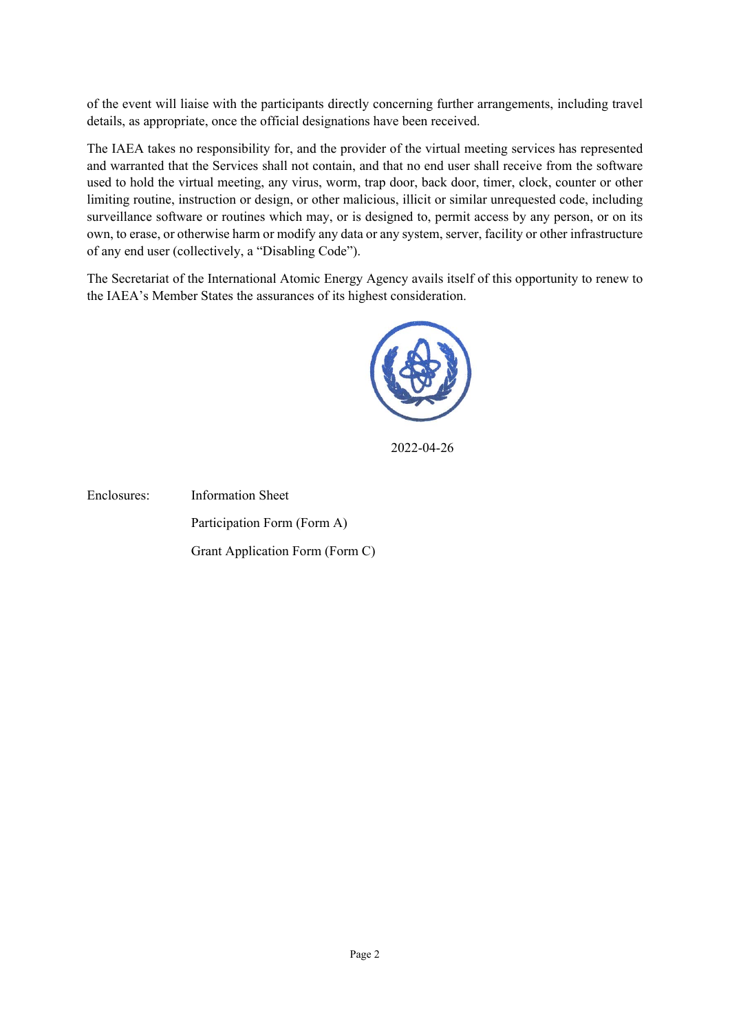of the event will liaise with the participants directly concerning further arrangements, including travel details, as appropriate, once the official designations have been received.

The IAEA takes no responsibility for, and the provider of the virtual meeting services has represented and warranted that the Services shall not contain, and that no end user shall receive from the software used to hold the virtual meeting, any virus, worm, trap door, back door, timer, clock, counter or other limiting routine, instruction or design, or other malicious, illicit or similar unrequested code, including surveillance software or routines which may, or is designed to, permit access by any person, or on its own, to erase, or otherwise harm or modify any data or any system, server, facility or other infrastructure of any end user (collectively, a "Disabling Code").

The Secretariat of the International Atomic Energy Agency avails itself of this opportunity to renew to the IAEA's Member States the assurances of its highest consideration.

2022-04-26

Enclosures: Information Sheet

Participation Form (Form A)

Grant Application Form (Form C)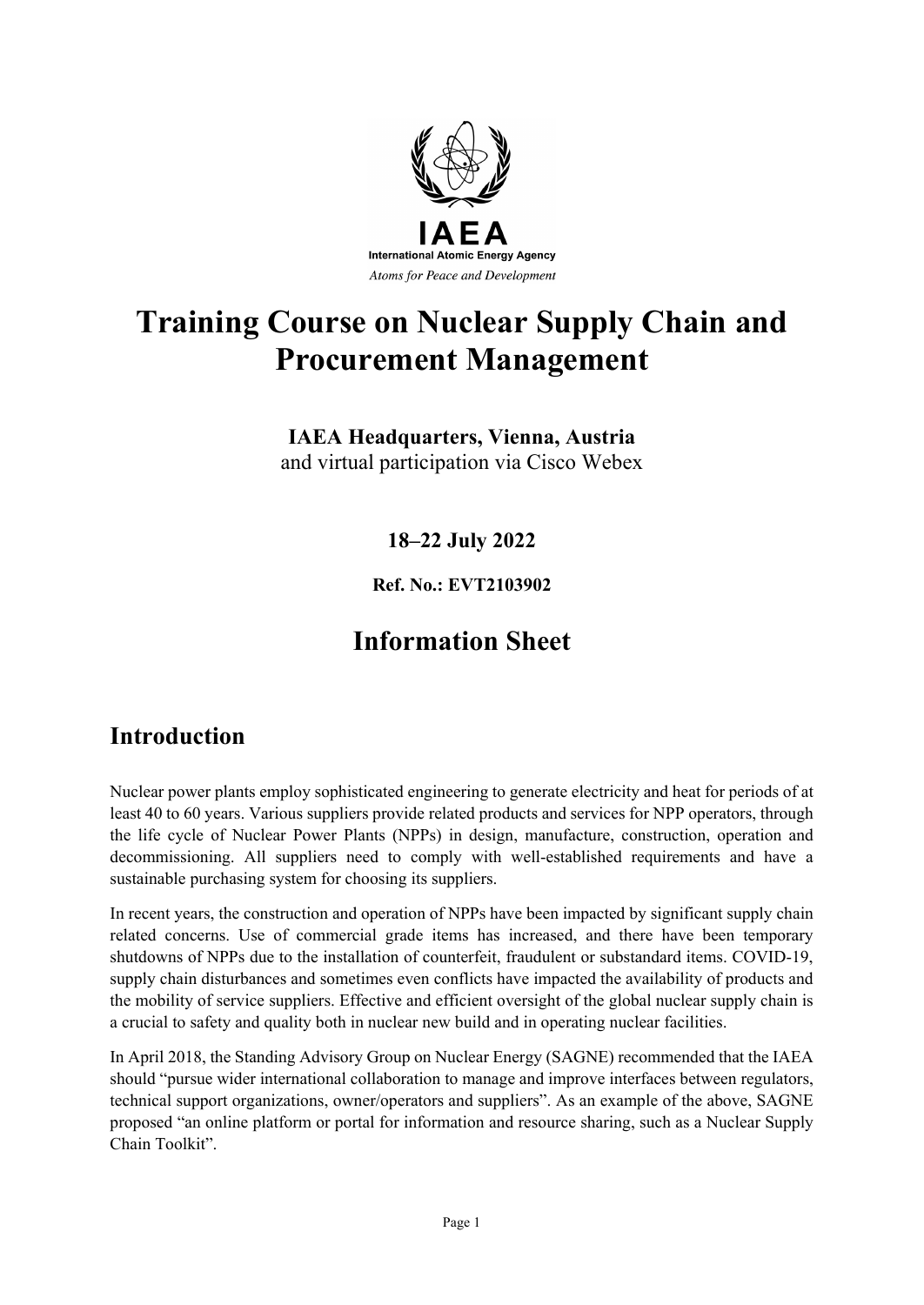IAEA

International Atomic Energy Agency

*Atoms for Peace and Development*

# Training Course on Nuclear Supply Chain and Procurement Management

**IAEA Headquarters, Vienna, Austria**
and virtual participation via Cisco Webex

**18–22 July 2022**

**Ref. No.: EVT2103902**

## Information Sheet

## Introduction

Nuclear power plants employ sophisticated engineering to generate electricity and heat for periods of at least 40 to 60 years. Various suppliers provide related products and services for NPP operators, through the life cycle of Nuclear Power Plants (NPPs) in design, manufacture, construction, operation and decommissioning. All suppliers need to comply with well-established requirements and have a sustainable purchasing system for choosing its suppliers.

In recent years, the construction and operation of NPPs have been impacted by significant supply chain related concerns. Use of commercial grade items has increased, and there have been temporary shutdowns of NPPs due to the installation of counterfeit, fraudulent or substandard items. COVID-19, supply chain disturbances and sometimes even conflicts have impacted the availability of products and the mobility of service suppliers. Effective and efficient oversight of the global nuclear supply chain is a crucial to safety and quality both in nuclear new build and in operating nuclear facilities.

In April 2018, the Standing Advisory Group on Nuclear Energy (SAGNE) recommended that the IAEA should "pursue wider international collaboration to manage and improve interfaces between regulators, technical support organizations, owner/operators and suppliers". As an example of the above, SAGNE proposed "an online platform or portal for information and resource sharing, such as a Nuclear Supply Chain Toolkit".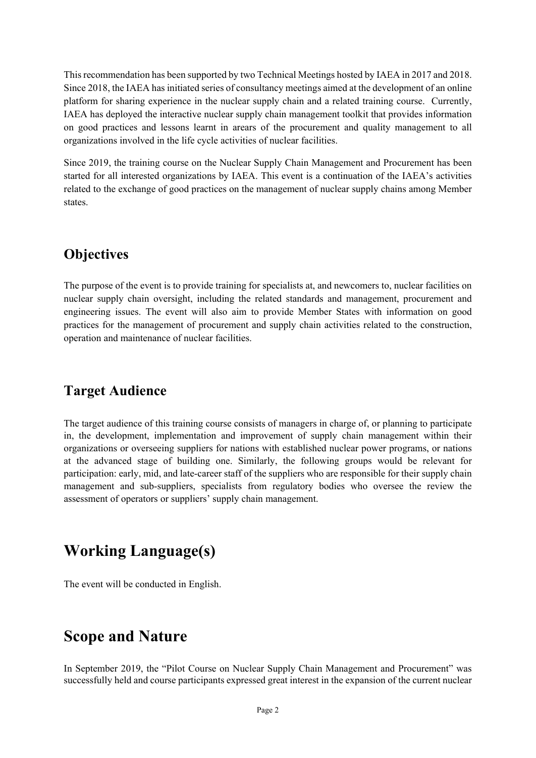This recommendation has been supported by two Technical Meetings hosted by IAEA in 2017 and 2018. Since 2018, the IAEA has initiated series of consultancy meetings aimed at the development of an online platform for sharing experience in the nuclear supply chain and a related training course. Currently, IAEA has deployed the interactive nuclear supply chain management toolkit that provides information on good practices and lessons learnt in arears of the procurement and quality management to all organizations involved in the life cycle activities of nuclear facilities.

Since 2019, the training course on the Nuclear Supply Chain Management and Procurement has been started for all interested organizations by IAEA. This event is a continuation of the IAEA's activities related to the exchange of good practices on the management of nuclear supply chains among Member states.

## Objectives

The purpose of the event is to provide training for specialists at, and newcomers to, nuclear facilities on nuclear supply chain oversight, including the related standards and management, procurement and engineering issues. The event will also aim to provide Member States with information on good practices for the management of procurement and supply chain activities related to the construction, operation and maintenance of nuclear facilities.

## Target Audience

The target audience of this training course consists of managers in charge of, or planning to participate in, the development, implementation and improvement of supply chain management within their organizations or overseeing suppliers for nations with established nuclear power programs, or nations at the advanced stage of building one. Similarly, the following groups would be relevant for participation: early, mid, and late-career staff of the suppliers who are responsible for their supply chain management and sub-suppliers, specialists from regulatory bodies who oversee the review the assessment of operators or suppliers' supply chain management.

# Working Language(s)

The event will be conducted in English.

# Scope and Nature

In September 2019, the "Pilot Course on Nuclear Supply Chain Management and Procurement" was successfully held and course participants expressed great interest in the expansion of the current nuclear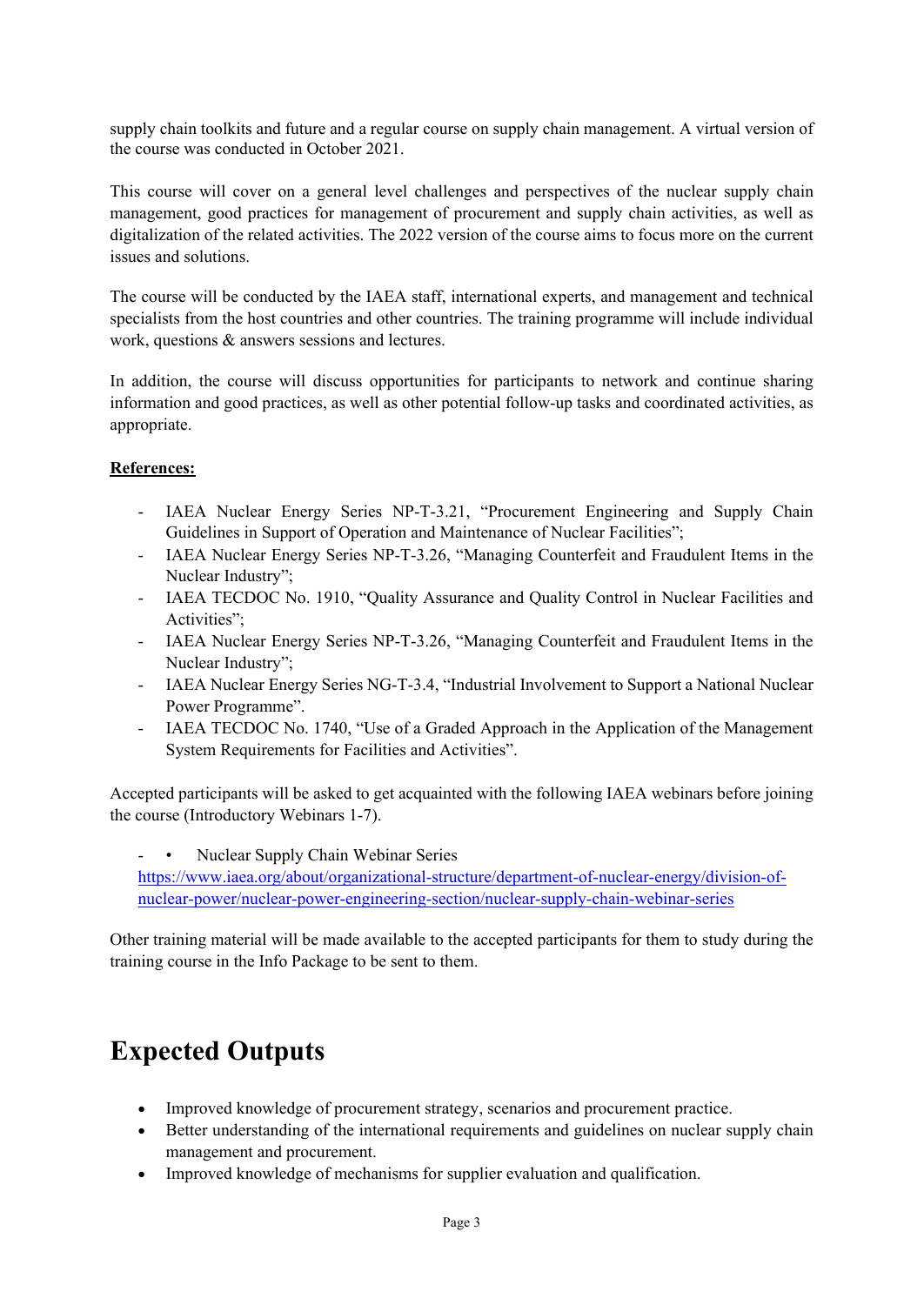supply chain toolkits and future and a regular course on supply chain management. A virtual version of the course was conducted in October 2021.

This course will cover on a general level challenges and perspectives of the nuclear supply chain management, good practices for management of procurement and supply chain activities, as well as digitalization of the related activities. The 2022 version of the course aims to focus more on the current issues and solutions.

The course will be conducted by the IAEA staff, international experts, and management and technical specialists from the host countries and other countries. The training programme will include individual work, questions & answers sessions and lectures.

In addition, the course will discuss opportunities for participants to network and continue sharing information and good practices, as well as other potential follow-up tasks and coordinated activities, as appropriate.

**References:**

- IAEA Nuclear Energy Series NP-T-3.21, "Procurement Engineering and Supply Chain Guidelines in Support of Operation and Maintenance of Nuclear Facilities";
- IAEA Nuclear Energy Series NP-T-3.26, "Managing Counterfeit and Fraudulent Items in the Nuclear Industry";
- IAEA TECDOC No. 1910, "Quality Assurance and Quality Control in Nuclear Facilities and Activities";
- IAEA Nuclear Energy Series NP-T-3.26, "Managing Counterfeit and Fraudulent Items in the Nuclear Industry";
- IAEA Nuclear Energy Series NG-T-3.4, "Industrial Involvement to Support a National Nuclear Power Programme".
- IAEA TECDOC No. 1740, "Use of a Graded Approach in the Application of the Management System Requirements for Facilities and Activities".

Accepted participants will be asked to get acquainted with the following IAEA webinars before joining the course (Introductory Webinars 1-7).

- • Nuclear Supply Chain Webinar Series
  https://www.iaea.org/about/organizational-structure/department-of-nuclear-energy/division-of-nuclear-power/nuclear-power-engineering-section/nuclear-supply-chain-webinar-series

Other training material will be made available to the accepted participants for them to study during the training course in the Info Package to be sent to them.

# Expected Outputs

- Improved knowledge of procurement strategy, scenarios and procurement practice.
- Better understanding of the international requirements and guidelines on nuclear supply chain management and procurement.
- Improved knowledge of mechanisms for supplier evaluation and qualification.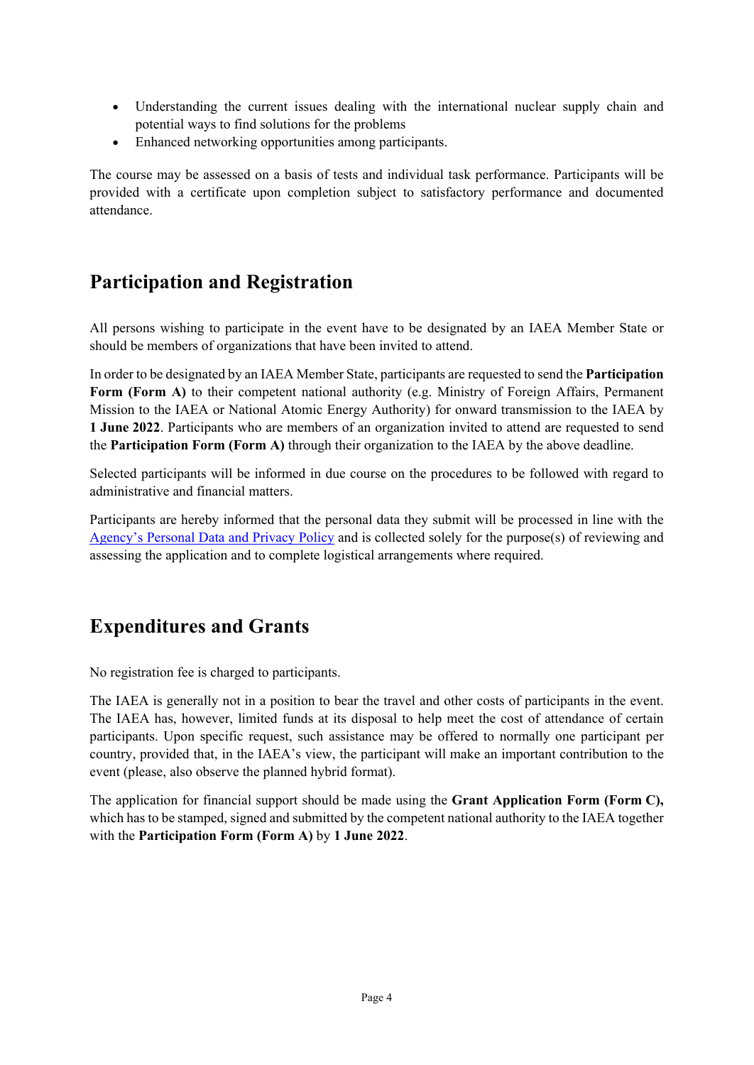- Understanding the current issues dealing with the international nuclear supply chain and potential ways to find solutions for the problems
- Enhanced networking opportunities among participants.

The course may be assessed on a basis of tests and individual task performance. Participants will be provided with a certificate upon completion subject to satisfactory performance and documented attendance.

## Participation and Registration

All persons wishing to participate in the event have to be designated by an IAEA Member State or should be members of organizations that have been invited to attend.

In order to be designated by an IAEA Member State, participants are requested to send the **Participation Form (Form A)** to their competent national authority (e.g. Ministry of Foreign Affairs, Permanent Mission to the IAEA or National Atomic Energy Authority) for onward transmission to the IAEA by **1 June 2022**. Participants who are members of an organization invited to attend are requested to send the **Participation Form (Form A)** through their organization to the IAEA by the above deadline.

Selected participants will be informed in due course on the procedures to be followed with regard to administrative and financial matters.

Participants are hereby informed that the personal data they submit will be processed in line with the Agency's Personal Data and Privacy Policy and is collected solely for the purpose(s) of reviewing and assessing the application and to complete logistical arrangements where required.

## Expenditures and Grants

No registration fee is charged to participants.

The IAEA is generally not in a position to bear the travel and other costs of participants in the event. The IAEA has, however, limited funds at its disposal to help meet the cost of attendance of certain participants. Upon specific request, such assistance may be offered to normally one participant per country, provided that, in the IAEA's view, the participant will make an important contribution to the event (please, also observe the planned hybrid format).

The application for financial support should be made using the **Grant Application Form (Form C),** which has to be stamped, signed and submitted by the competent national authority to the IAEA together with the **Participation Form (Form A)** by **1 June 2022**.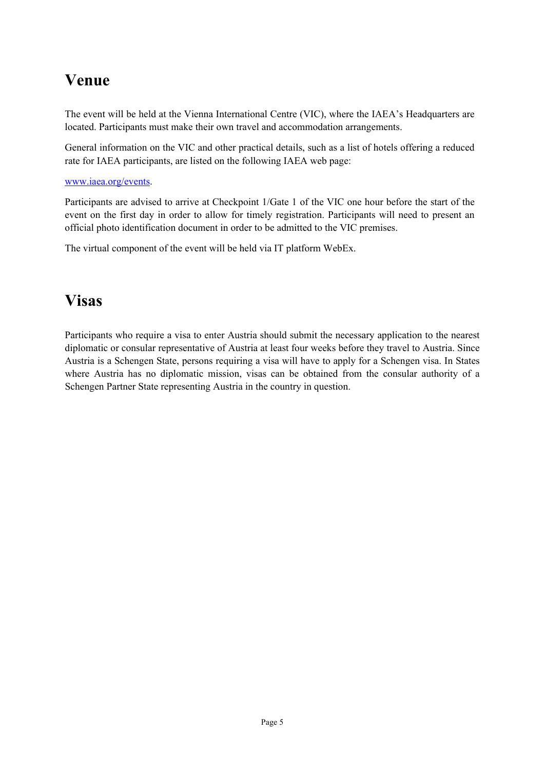## Venue

The event will be held at the Vienna International Centre (VIC), where the IAEA's Headquarters are located. Participants must make their own travel and accommodation arrangements.

General information on the VIC and other practical details, such as a list of hotels offering a reduced rate for IAEA participants, are listed on the following IAEA web page:

[www.iaea.org/events](http://www.iaea.org/events).

Participants are advised to arrive at Checkpoint 1/Gate 1 of the VIC one hour before the start of the event on the first day in order to allow for timely registration. Participants will need to present an official photo identification document in order to be admitted to the VIC premises.

The virtual component of the event will be held via IT platform WebEx.

## Visas

Participants who require a visa to enter Austria should submit the necessary application to the nearest diplomatic or consular representative of Austria at least four weeks before they travel to Austria. Since Austria is a Schengen State, persons requiring a visa will have to apply for a Schengen visa. In States where Austria has no diplomatic mission, visas can be obtained from the consular authority of a Schengen Partner State representing Austria in the country in question.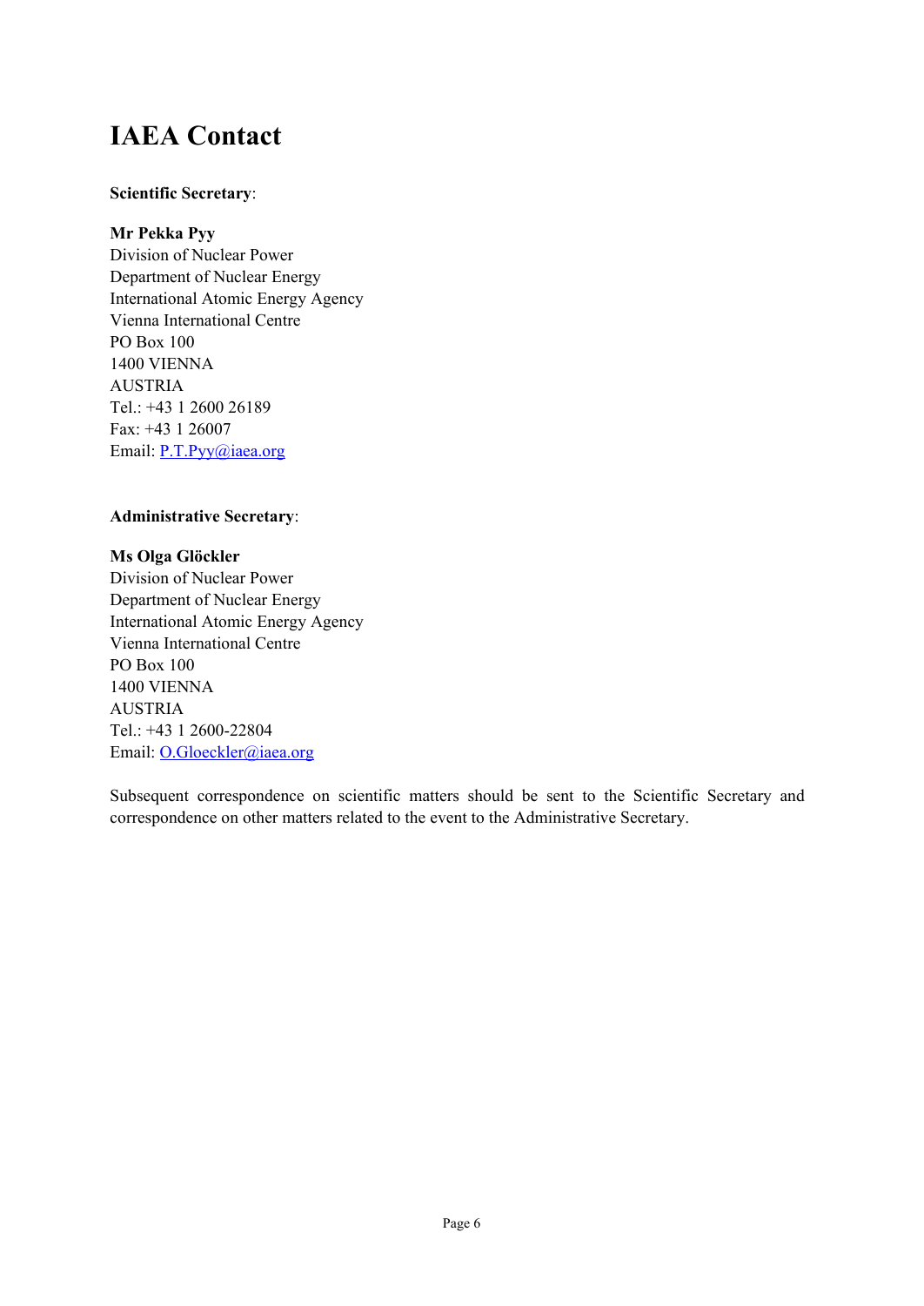# IAEA Contact

**Scientific Secretary**:

**Mr Pekka Pyy**
Division of Nuclear Power
Department of Nuclear Energy
International Atomic Energy Agency
Vienna International Centre
PO Box 100
1400 VIENNA
AUSTRIA
Tel.: +43 1 2600 26189
Fax: +43 1 26007
Email: P.T.Pyy@iaea.org

**Administrative Secretary**:

**Ms Olga Glöckler**
Division of Nuclear Power
Department of Nuclear Energy
International Atomic Energy Agency
Vienna International Centre
PO Box 100
1400 VIENNA
AUSTRIA
Tel.: +43 1 2600-22804
Email: O.Gloeckler@iaea.org

Subsequent correspondence on scientific matters should be sent to the Scientific Secretary and correspondence on other matters related to the event to the Administrative Secretary.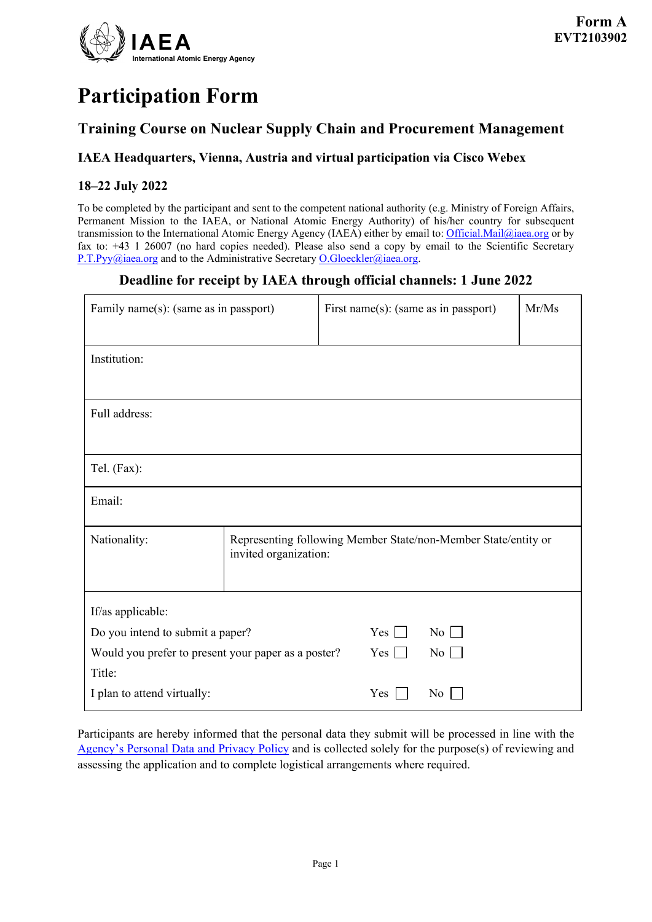IAEA
International Atomic Energy Agency

**Form A**
**EVT2103902**

# Participation Form

## Training Course on Nuclear Supply Chain and Procurement Management

### IAEA Headquarters, Vienna, Austria and virtual participation via Cisco Webex

### 18–22 July 2022

To be completed by the participant and sent to the competent national authority (e.g. Ministry of Foreign Affairs, Permanent Mission to the IAEA, or National Atomic Energy Authority) of his/her country for subsequent transmission to the International Atomic Energy Agency (IAEA) either by email to: Official.Mail@iaea.org or by fax to: +43 1 26007 (no hard copies needed). Please also send a copy by email to the Scientific Secretary P.T.Pyy@iaea.org and to the Administrative Secretary O.Gloeckler@iaea.org.

**Deadline for receipt by IAEA through official channels: 1 June 2022**

| Family name(s): (same as in passport) | First name(s): (same as in passport) | Mr/Ms |
|---|---|---|
| Institution: | | |
| Full address: | | |
| Tel. (Fax): | | |
| Email: | | |
| Nationality: | Representing following Member State/non-Member State/entity or invited organization: | |

If/as applicable:

| | | |
|---|---|---|
| Do you intend to submit a paper? | Yes ☐ | No ☐ |
| Would you prefer to present your paper as a poster? | Yes ☐ | No ☐ |
| Title: | | |
| I plan to attend virtually: | Yes ☐ | No ☐ |

Participants are hereby informed that the personal data they submit will be processed in line with the Agency's Personal Data and Privacy Policy and is collected solely for the purpose(s) of reviewing and assessing the application and to complete logistical arrangements where required.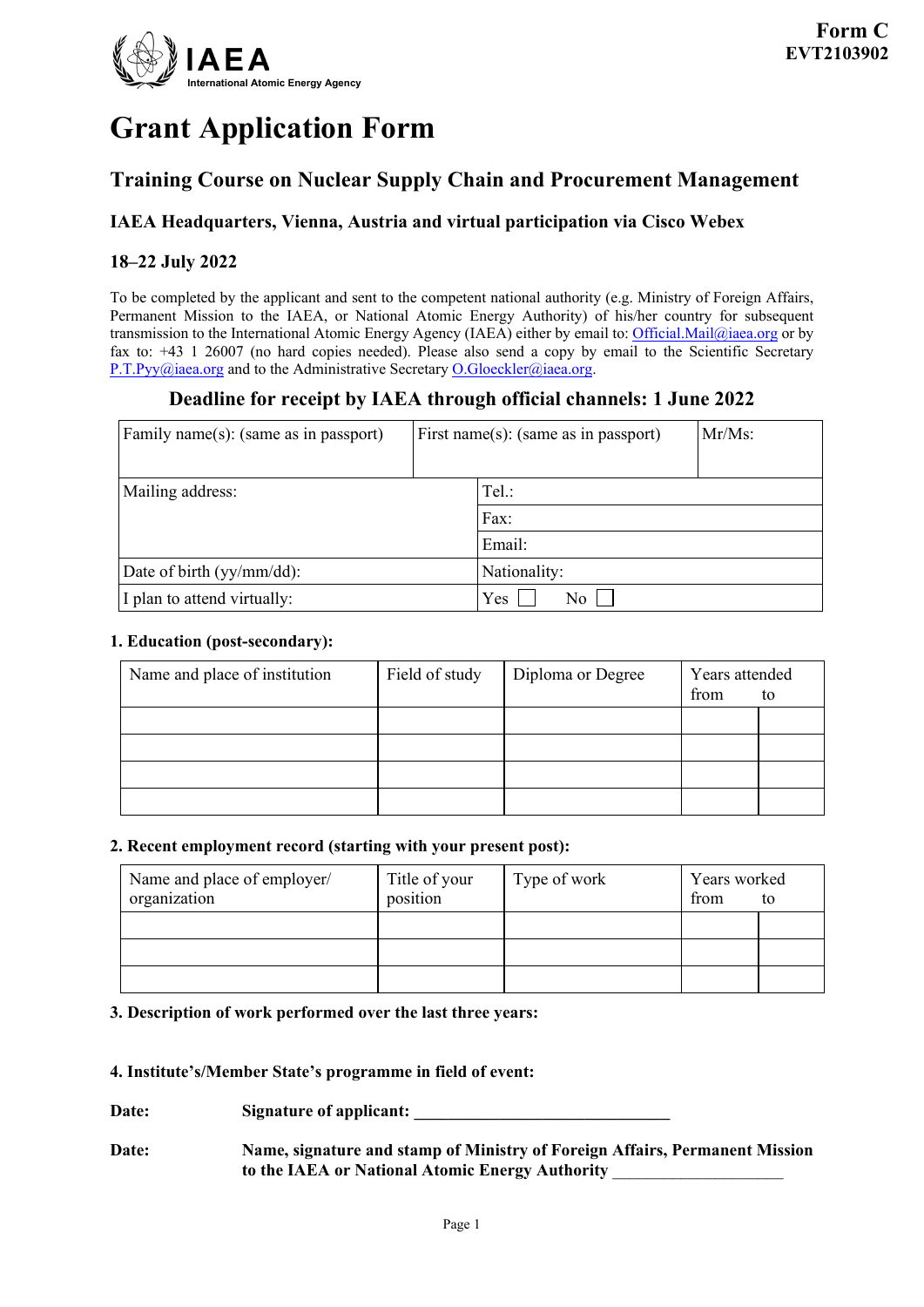**Form C**
**EVT2103902**

IAEA
International Atomic Energy Agency

# Grant Application Form

## Training Course on Nuclear Supply Chain and Procurement Management

### IAEA Headquarters, Vienna, Austria and virtual participation via Cisco Webex

### 18–22 July 2022

To be completed by the applicant and sent to the competent national authority (e.g. Ministry of Foreign Affairs, Permanent Mission to the IAEA, or National Atomic Energy Authority) of his/her country for subsequent transmission to the International Atomic Energy Agency (IAEA) either by email to: Official.Mail@iaea.org or by fax to: +43 1 26007 (no hard copies needed). Please also send a copy by email to the Scientific Secretary P.T.Pyy@iaea.org and to the Administrative Secretary O.Gloeckler@iaea.org.

**Deadline for receipt by IAEA through official channels: 1 June 2022**

| | | |
|---|---|---|
| Family name(s): (same as in passport) | First name(s): (same as in passport) | Mr/Ms: |
| Mailing address: | Tel.: | |
| | Fax: | |
| | Email: | |
| Date of birth (yy/mm/dd): | Nationality: | |
| I plan to attend virtually: | Yes ☐ No ☐ | |

**1. Education (post-secondary):**

| Name and place of institution | Field of study | Diploma or Degree | Years attended from | to |
|---|---|---|---|---|
| | | | | |
| | | | | |
| | | | | |
| | | | | |

**2. Recent employment record (starting with your present post):**

| Name and place of employer/ organization | Title of your position | Type of work | Years worked from | to |
|---|---|---|---|---|
| | | | | |
| | | | | |
| | | | | |

**3. Description of work performed over the last three years:**

**4. Institute's/Member State's programme in field of event:**

**Date:** **Signature of applicant: ______________________________**

**Date:** **Name, signature and stamp of Ministry of Foreign Affairs, Permanent Mission to the IAEA or National Atomic Energy Authority** ____________________